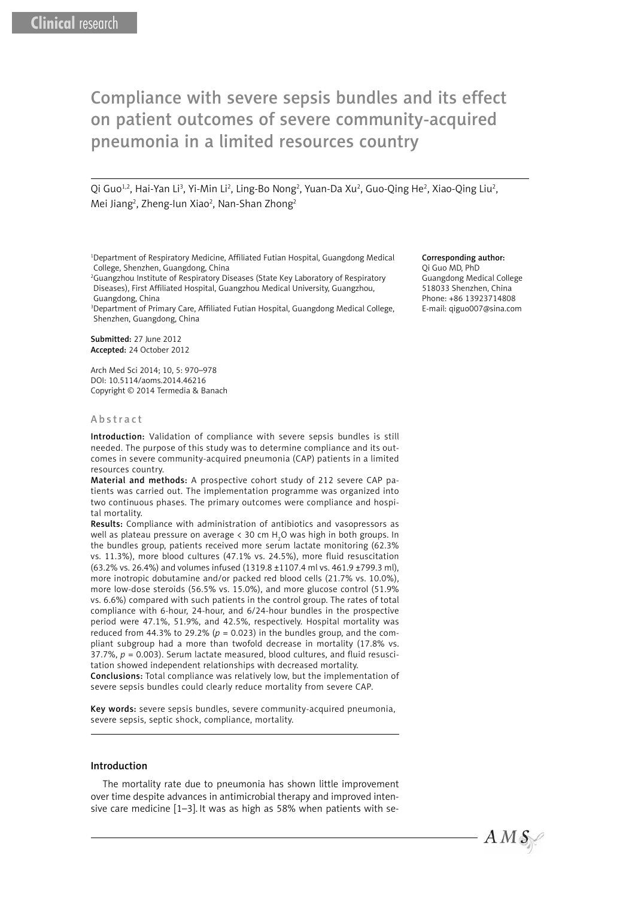# Compliance with severe sepsis bundles and its effect on patient outcomes of severe community-acquired pneumonia in a limited resources country

Qi Guo[1,2], Hai-Yan Li[3], Yi-Min Li[2], Ling-Bo Nong[2], Yuan-Da Xu[2], Guo-Qing He[2], Xiao-Qing Liu[2], Mei Jiang[2], Zheng-Iun Xiao[2], Nan-Shan Zhong[2]

[1]Department of Respiratory Medicine, Affiliated Futian Hospital, Guangdong Medical College, Shenzhen, Guangdong, China

[2]Guangzhou Institute of Respiratory Diseases (State Key Laboratory of Respiratory Diseases), First Affiliated Hospital, Guangzhou Medical University, Guangzhou, Guangdong, China

[3]Department of Primary Care, Affiliated Futian Hospital, Guangdong Medical College, Shenzhen, Guangdong, China

**Corresponding author:**
Qi Guo MD, PhD
Guangdong Medical College
518033 Shenzhen, China
Phone: +86 13923714808
E-mail: qiguo007@sina.com

**Submitted:** 27 June 2012
**Accepted:** 24 October 2012

Arch Med Sci 2014; 10, 5: 970–978
DOI: 10.5114/aoms.2014.46216
Copyright © 2014 Termedia & Banach

## Abstract

**Introduction:** Validation of compliance with severe sepsis bundles is still needed. The purpose of this study was to determine compliance and its outcomes in severe community-acquired pneumonia (CAP) patients in a limited resources country.

**Material and methods:** A prospective cohort study of 212 severe CAP patients was carried out. The implementation programme was organized into two continuous phases. The primary outcomes were compliance and hospital mortality.

**Results:** Compliance with administration of antibiotics and vasopressors as well as plateau pressure on average < 30 cm $H_2O$ was high in both groups. In the bundles group, patients received more serum lactate monitoring (62.3% vs. 11.3%), more blood cultures (47.1% vs. 24.5%), more fluid resuscitation (63.2% vs. 26.4%) and volumes infused (1319.8 ±1107.4 ml vs. 461.9 ±799.3 ml), more inotropic dobutamine and/or packed red blood cells (21.7% vs. 10.0%), more low-dose steroids (56.5% vs. 15.0%), and more glucose control (51.9% vs. 6.6%) compared with such patients in the control group. The rates of total compliance with 6-hour, 24-hour, and 6/24-hour bundles in the prospective period were 47.1%, 51.9%, and 42.5%, respectively. Hospital mortality was reduced from 44.3% to 29.2% ($p$ = 0.023) in the bundles group, and the compliant subgroup had a more than twofold decrease in mortality (17.8% vs. 37.7%, $p$ = 0.003). Serum lactate measured, blood cultures, and fluid resuscitation showed independent relationships with decreased mortality.

**Conclusions:** Total compliance was relatively low, but the implementation of severe sepsis bundles could clearly reduce mortality from severe CAP.

**Key words:** severe sepsis bundles, severe community-acquired pneumonia, severe sepsis, septic shock, compliance, mortality.

## Introduction

The mortality rate due to pneumonia has shown little improvement over time despite advances in antimicrobial therapy and improved intensive care medicine [1–3]. It was as high as 58% when patients with se-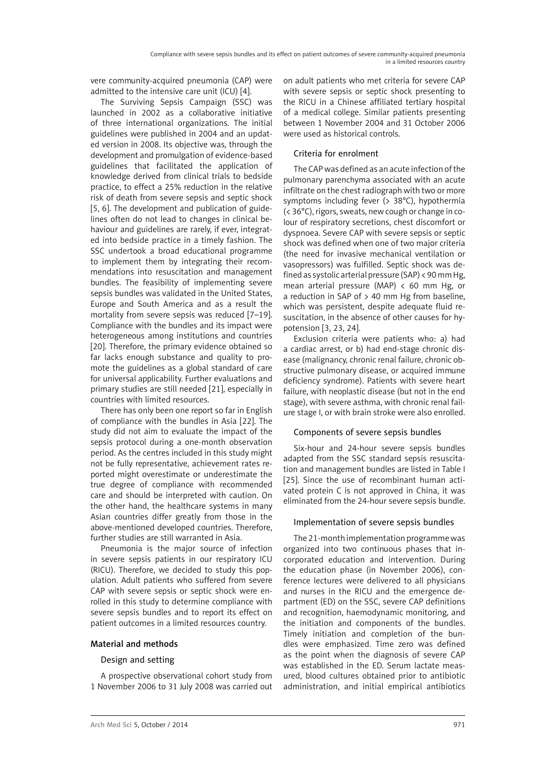vere community-acquired pneumonia (CAP) were admitted to the intensive care unit (ICU) [4].

The Surviving Sepsis Campaign (SSC) was launched in 2002 as a collaborative initiative of three international organizations. The initial guidelines were published in 2004 and an updated version in 2008. Its objective was, through the development and promulgation of evidence-based guidelines that facilitated the application of knowledge derived from clinical trials to bedside practice, to effect a 25% reduction in the relative risk of death from severe sepsis and septic shock [5, 6]. The development and publication of guidelines often do not lead to changes in clinical behaviour and guidelines are rarely, if ever, integrated into bedside practice in a timely fashion. The SSC undertook a broad educational programme to implement them by integrating their recommendations into resuscitation and management bundles. The feasibility of implementing severe sepsis bundles was validated in the United States, Europe and South America and as a result the mortality from severe sepsis was reduced [7–19]. Compliance with the bundles and its impact were heterogeneous among institutions and countries [20]. Therefore, the primary evidence obtained so far lacks enough substance and quality to promote the guidelines as a global standard of care for universal applicability. Further evaluations and primary studies are still needed [21], especially in countries with limited resources.

There has only been one report so far in English of compliance with the bundles in Asia [22]. The study did not aim to evaluate the impact of the sepsis protocol during a one-month observation period. As the centres included in this study might not be fully representative, achievement rates reported might overestimate or underestimate the true degree of compliance with recommended care and should be interpreted with caution. On the other hand, the healthcare systems in many Asian countries differ greatly from those in the above-mentioned developed countries. Therefore, further studies are still warranted in Asia.

Pneumonia is the major source of infection in severe sepsis patients in our respiratory ICU (RICU). Therefore, we decided to study this population. Adult patients who suffered from severe CAP with severe sepsis or septic shock were enrolled in this study to determine compliance with severe sepsis bundles and to report its effect on patient outcomes in a limited resources country.

## Material and methods

### Design and setting

A prospective observational cohort study from 1 November 2006 to 31 July 2008 was carried out on adult patients who met criteria for severe CAP with severe sepsis or septic shock presenting to the RICU in a Chinese affiliated tertiary hospital of a medical college. Similar patients presenting between 1 November 2004 and 31 October 2006 were used as historical controls.

### Criteria for enrolment

The CAP was defined as an acute infection of the pulmonary parenchyma associated with an acute infiltrate on the chest radiograph with two or more symptoms including fever (> 38°C), hypothermia (< 36°C), rigors, sweats, new cough or change in colour of respiratory secretions, chest discomfort or dyspnoea. Severe CAP with severe sepsis or septic shock was defined when one of two major criteria (the need for invasive mechanical ventilation or vasopressors) was fulfilled. Septic shock was defined as systolic arterial pressure (SAP) < 90 mm Hg, mean arterial pressure (MAP) < 60 mm Hg, or a reduction in SAP of > 40 mm Hg from baseline, which was persistent, despite adequate fluid resuscitation, in the absence of other causes for hypotension [3, 23, 24].

Exclusion criteria were patients who: a) had a cardiac arrest, or b) had end-stage chronic disease (malignancy, chronic renal failure, chronic obstructive pulmonary disease, or acquired immune deficiency syndrome). Patients with severe heart failure, with neoplastic disease (but not in the end stage), with severe asthma, with chronic renal failure stage I, or with brain stroke were also enrolled.

### Components of severe sepsis bundles

Six-hour and 24-hour severe sepsis bundles adapted from the SSC standard sepsis resuscitation and management bundles are listed in Table I [25]. Since the use of recombinant human activated protein C is not approved in China, it was eliminated from the 24-hour severe sepsis bundle.

### Implementation of severe sepsis bundles

The 21-month implementation programme was organized into two continuous phases that incorporated education and intervention. During the education phase (in November 2006), conference lectures were delivered to all physicians and nurses in the RICU and the emergence department (ED) on the SSC, severe CAP definitions and recognition, haemodynamic monitoring, and the initiation and components of the bundles. Timely initiation and completion of the bundles were emphasized. Time zero was defined as the point when the diagnosis of severe CAP was established in the ED. Serum lactate measured, blood cultures obtained prior to antibiotic administration, and initial empirical antibiotics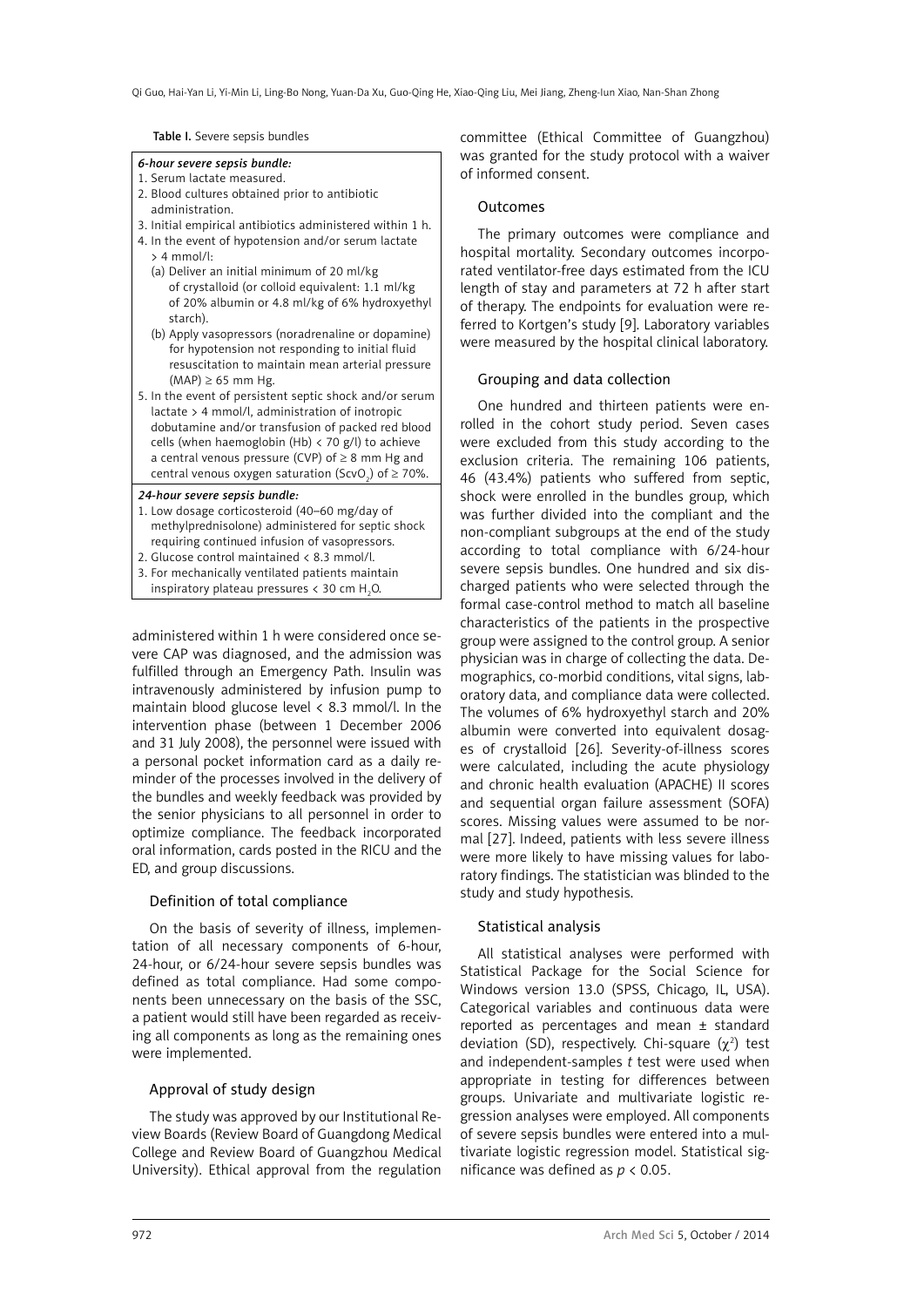Table I. Severe sepsis bundles

| |
|---|
| ***6-hour severe sepsis bundle:*** |
| 1. Serum lactate measured. |
| 2. Blood cultures obtained prior to antibiotic administration. |
| 3. Initial empirical antibiotics administered within 1 h. |
| 4. In the event of hypotension and/or serum lactate > 4 mmol/l: |
| (a) Deliver an initial minimum of 20 ml/kg of crystalloid (or colloid equivalent: 1.1 ml/kg of 20% albumin or 4.8 ml/kg of 6% hydroxyethyl starch). |
| (b) Apply vasopressors (noradrenaline or dopamine) for hypotension not responding to initial fluid resuscitation to maintain mean arterial pressure (MAP) ≥ 65 mm Hg. |
| 5. In the event of persistent septic shock and/or serum lactate > 4 mmol/l, administration of inotropic dobutamine and/or transfusion of packed red blood cells (when haemoglobin (Hb) < 70 g/l) to achieve a central venous pressure (CVP) of ≥ 8 mm Hg and central venous oxygen saturation ($ScvO_2$) of ≥ 70%. |
| ***24-hour severe sepsis bundle:*** |
| 1. Low dosage corticosteroid (40–60 mg/day of methylprednisolone) administered for septic shock requiring continued infusion of vasopressors. |
| 2. Glucose control maintained < 8.3 mmol/l. |
| 3. For mechanically ventilated patients maintain inspiratory plateau pressures < 30 cm $H_2O$. |

administered within 1 h were considered once severe CAP was diagnosed, and the admission was fulfilled through an Emergency Path. Insulin was intravenously administered by infusion pump to maintain blood glucose level < 8.3 mmol/l. In the intervention phase (between 1 December 2006 and 31 July 2008), the personnel were issued with a personal pocket information card as a daily reminder of the processes involved in the delivery of the bundles and weekly feedback was provided by the senior physicians to all personnel in order to optimize compliance. The feedback incorporated oral information, cards posted in the RICU and the ED, and group discussions.

### Definition of total compliance

On the basis of severity of illness, implementation of all necessary components of 6-hour, 24-hour, or 6/24-hour severe sepsis bundles was defined as total compliance. Had some components been unnecessary on the basis of the SSC, a patient would still have been regarded as receiving all components as long as the remaining ones were implemented.

### Approval of study design

The study was approved by our Institutional Review Boards (Review Board of Guangdong Medical College and Review Board of Guangzhou Medical University). Ethical approval from the regulation committee (Ethical Committee of Guangzhou) was granted for the study protocol with a waiver of informed consent.

### Outcomes

The primary outcomes were compliance and hospital mortality. Secondary outcomes incorporated ventilator-free days estimated from the ICU length of stay and parameters at 72 h after start of therapy. The endpoints for evaluation were referred to Kortgen's study [9]. Laboratory variables were measured by the hospital clinical laboratory.

### Grouping and data collection

One hundred and thirteen patients were enrolled in the cohort study period. Seven cases were excluded from this study according to the exclusion criteria. The remaining 106 patients, 46 (43.4%) patients who suffered from septic, shock were enrolled in the bundles group, which was further divided into the compliant and the non-compliant subgroups at the end of the study according to total compliance with 6/24-hour severe sepsis bundles. One hundred and six discharged patients who were selected through the formal case-control method to match all baseline characteristics of the patients in the prospective group were assigned to the control group. A senior physician was in charge of collecting the data. Demographics, co-morbid conditions, vital signs, laboratory data, and compliance data were collected. The volumes of 6% hydroxyethyl starch and 20% albumin were converted into equivalent dosages of crystalloid [26]. Severity-of-illness scores were calculated, including the acute physiology and chronic health evaluation (APACHE) II scores and sequential organ failure assessment (SOFA) scores. Missing values were assumed to be normal [27]. Indeed, patients with less severe illness were more likely to have missing values for laboratory findings. The statistician was blinded to the study and study hypothesis.

### Statistical analysis

All statistical analyses were performed with Statistical Package for the Social Science for Windows version 13.0 (SPSS, Chicago, IL, USA). Categorical variables and continuous data were reported as percentages and mean ± standard deviation (SD), respectively. Chi-square ($\chi^2$) test and independent-samples *t* test were used when appropriate in testing for differences between groups. Univariate and multivariate logistic regression analyses were employed. All components of severe sepsis bundles were entered into a multivariate logistic regression model. Statistical significance was defined as $p < 0.05$.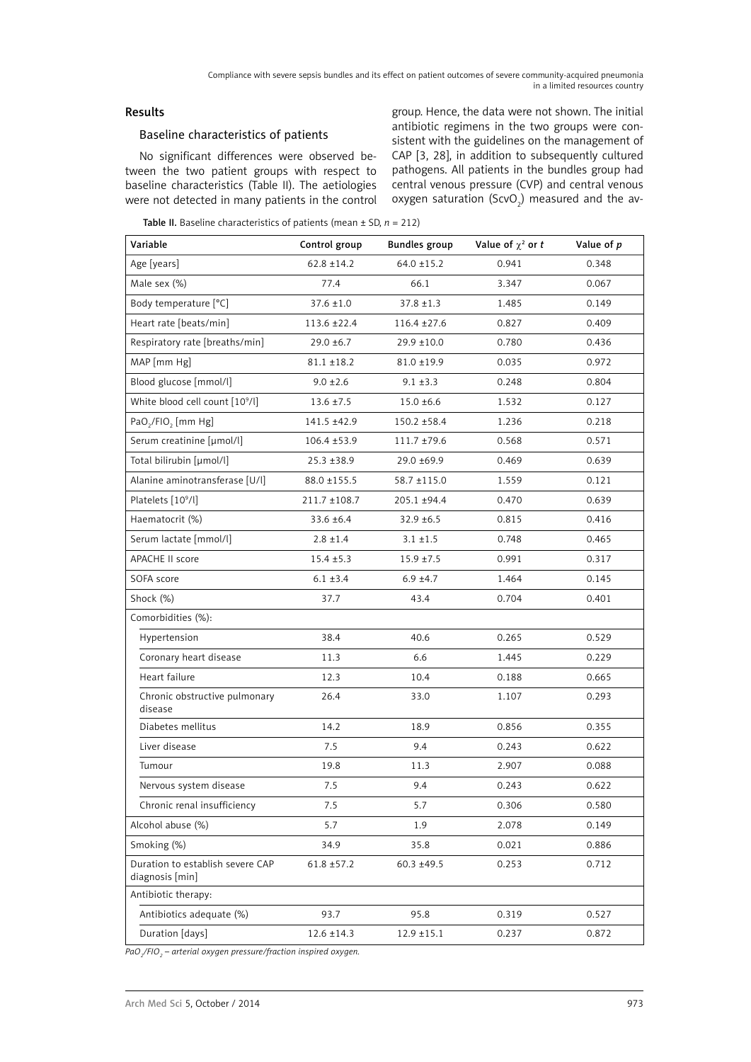## Results

### Baseline characteristics of patients

No significant differences were observed between the two patient groups with respect to baseline characteristics (Table II). The aetiologies were not detected in many patients in the control group. Hence, the data were not shown. The initial antibiotic regimens in the two groups were consistent with the guidelines on the management of CAP [3, 28], in addition to subsequently cultured pathogens. All patients in the bundles group had central venous pressure (CVP) and central venous oxygen saturation ($ScvO_2$) measured and the av-

**Table II.** Baseline characteristics of patients (mean ± SD, *n* = 212)

| Variable | Control group | Bundles group | Value of $\chi^2$ or *t* | Value of *p* |
|---|---|---|---|---|
| Age [years] | 62.8 ±14.2 | 64.0 ±15.2 | 0.941 | 0.348 |
| Male sex (%) | 77.4 | 66.1 | 3.347 | 0.067 |
| Body temperature [°C] | 37.6 ±1.0 | 37.8 ±1.3 | 1.485 | 0.149 |
| Heart rate [beats/min] | 113.6 ±22.4 | 116.4 ±27.6 | 0.827 | 0.409 |
| Respiratory rate [breaths/min] | 29.0 ±6.7 | 29.9 ±10.0 | 0.780 | 0.436 |
| MAP [mm Hg] | 81.1 ±18.2 | 81.0 ±19.9 | 0.035 | 0.972 |
| Blood glucose [mmol/l] | 9.0 ±2.6 | 9.1 ±3.3 | 0.248 | 0.804 |
| White blood cell count [$10^9$/l] | 13.6 ±7.5 | 15.0 ±6.6 | 1.532 | 0.127 |
| $PaO_2/FIO_2$ [mm Hg] | 141.5 ±42.9 | 150.2 ±58.4 | 1.236 | 0.218 |
| Serum creatinine [μmol/l] | 106.4 ±53.9 | 111.7 ±79.6 | 0.568 | 0.571 |
| Total bilirubin [μmol/l] | 25.3 ±38.9 | 29.0 ±69.9 | 0.469 | 0.639 |
| Alanine aminotransferase [U/l] | 88.0 ±155.5 | 58.7 ±115.0 | 1.559 | 0.121 |
| Platelets [$10^9$/l] | 211.7 ±108.7 | 205.1 ±94.4 | 0.470 | 0.639 |
| Haematocrit (%) | 33.6 ±6.4 | 32.9 ±6.5 | 0.815 | 0.416 |
| Serum lactate [mmol/l] | 2.8 ±1.4 | 3.1 ±1.5 | 0.748 | 0.465 |
| APACHE II score | 15.4 ±5.3 | 15.9 ±7.5 | 0.991 | 0.317 |
| SOFA score | 6.1 ±3.4 | 6.9 ±4.7 | 1.464 | 0.145 |
| Shock (%) | 37.7 | 43.4 | 0.704 | 0.401 |
| Comorbidities (%): | | | | |
| Hypertension | 38.4 | 40.6 | 0.265 | 0.529 |
| Coronary heart disease | 11.3 | 6.6 | 1.445 | 0.229 |
| Heart failure | 12.3 | 10.4 | 0.188 | 0.665 |
| Chronic obstructive pulmonary disease | 26.4 | 33.0 | 1.107 | 0.293 |
| Diabetes mellitus | 14.2 | 18.9 | 0.856 | 0.355 |
| Liver disease | 7.5 | 9.4 | 0.243 | 0.622 |
| Tumour | 19.8 | 11.3 | 2.907 | 0.088 |
| Nervous system disease | 7.5 | 9.4 | 0.243 | 0.622 |
| Chronic renal insufficiency | 7.5 | 5.7 | 0.306 | 0.580 |
| Alcohol abuse (%) | 5.7 | 1.9 | 2.078 | 0.149 |
| Smoking (%) | 34.9 | 35.8 | 0.021 | 0.886 |
| Duration to establish severe CAP diagnosis [min] | 61.8 ±57.2 | 60.3 ±49.5 | 0.253 | 0.712 |
| Antibiotic therapy: | | | | |
| Antibiotics adequate (%) | 93.7 | 95.8 | 0.319 | 0.527 |
| Duration [days] | 12.6 ±14.3 | 12.9 ±15.1 | 0.237 | 0.872 |

*$PaO_2/FIO_2$ – arterial oxygen pressure/fraction inspired oxygen.*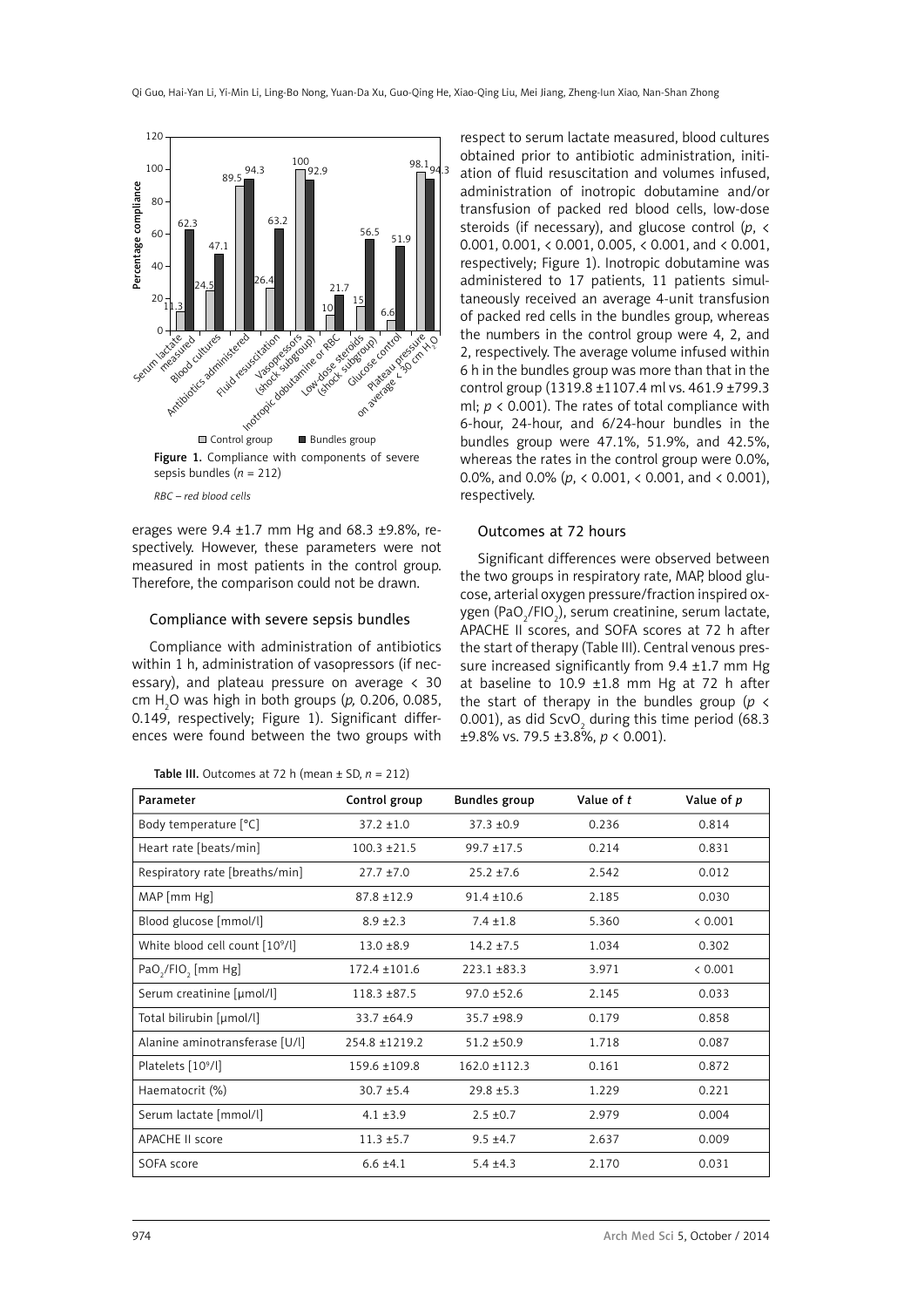Figure 1. Compliance with components of severe sepsis bundles ($n$ = 212)

*RBC – red blood cells*

erages were 9.4 ±1.7 mm Hg and 68.3 ±9.8%, respectively. However, these parameters were not measured in most patients in the control group. Therefore, the comparison could not be drawn.

### Compliance with severe sepsis bundles

Compliance with administration of antibiotics within 1 h, administration of vasopressors (if necessary), and plateau pressure on average < 30 cm $H_2O$ was high in both groups ($p$, 0.206, 0.085, 0.149, respectively; Figure 1). Significant differences were found between the two groups with respect to serum lactate measured, blood cultures obtained prior to antibiotic administration, initiation of fluid resuscitation and volumes infused, administration of inotropic dobutamine and/or transfusion of packed red blood cells, low-dose steroids (if necessary), and glucose control ($p$, < 0.001, 0.001, < 0.001, 0.005, < 0.001, and < 0.001, respectively; Figure 1). Inotropic dobutamine was administered to 17 patients, 11 patients simultaneously received an average 4-unit transfusion of packed red cells in the bundles group, whereas the numbers in the control group were 4, 2, and 2, respectively. The average volume infused within 6 h in the bundles group was more than that in the control group (1319.8 ±1107.4 ml vs. 461.9 ±799.3 ml; $p$ < 0.001). The rates of total compliance with 6-hour, 24-hour, and 6/24-hour bundles in the bundles group were 47.1%, 51.9%, and 42.5%, whereas the rates in the control group were 0.0%, 0.0%, and 0.0% ($p$, < 0.001, < 0.001, and < 0.001), respectively.

### Outcomes at 72 hours

Significant differences were observed between the two groups in respiratory rate, MAP, blood glucose, arterial oxygen pressure/fraction inspired oxygen ($PaO_2/FIO_2$), serum creatinine, serum lactate, APACHE II scores, and SOFA scores at 72 h after the start of therapy (Table III). Central venous pressure increased significantly from 9.4 ±1.7 mm Hg at baseline to 10.9 ±1.8 mm Hg at 72 h after the start of therapy in the bundles group ($p$ < 0.001), as did $ScvO_2$ during this time period (68.3 ±9.8% vs. 79.5 ±3.8%, $p$ < 0.001).

**Table III.** Outcomes at 72 h (mean ± SD, $n$ = 212)

| Parameter | Control group | Bundles group | Value of $t$ | Value of $p$ |
|---|---|---|---|---|
| Body temperature [°C] | 37.2 ±1.0 | 37.3 ±0.9 | 0.236 | 0.814 |
| Heart rate [beats/min] | 100.3 ±21.5 | 99.7 ±17.5 | 0.214 | 0.831 |
| Respiratory rate [breaths/min] | 27.7 ±7.0 | 25.2 ±7.6 | 2.542 | 0.012 |
| MAP [mm Hg] | 87.8 ±12.9 | 91.4 ±10.6 | 2.185 | 0.030 |
| Blood glucose [mmol/l] | 8.9 ±2.3 | 7.4 ±1.8 | 5.360 | < 0.001 |
| White blood cell count [$10^9$/l] | 13.0 ±8.9 | 14.2 ±7.5 | 1.034 | 0.302 |
| $PaO_2/FIO_2$ [mm Hg] | 172.4 ±101.6 | 223.1 ±83.3 | 3.971 | < 0.001 |
| Serum creatinine [µmol/l] | 118.3 ±87.5 | 97.0 ±52.6 | 2.145 | 0.033 |
| Total bilirubin [µmol/l] | 33.7 ±64.9 | 35.7 ±98.9 | 0.179 | 0.858 |
| Alanine aminotransferase [U/l] | 254.8 ±1219.2 | 51.2 ±50.9 | 1.718 | 0.087 |
| Platelets [$10^9$/l] | 159.6 ±109.8 | 162.0 ±112.3 | 0.161 | 0.872 |
| Haematocrit (%) | 30.7 ±5.4 | 29.8 ±5.3 | 1.229 | 0.221 |
| Serum lactate [mmol/l] | 4.1 ±3.9 | 2.5 ±0.7 | 2.979 | 0.004 |
| APACHE II score | 11.3 ±5.7 | 9.5 ±4.7 | 2.637 | 0.009 |
| SOFA score | 6.6 ±4.1 | 5.4 ±4.3 | 2.170 | 0.031 |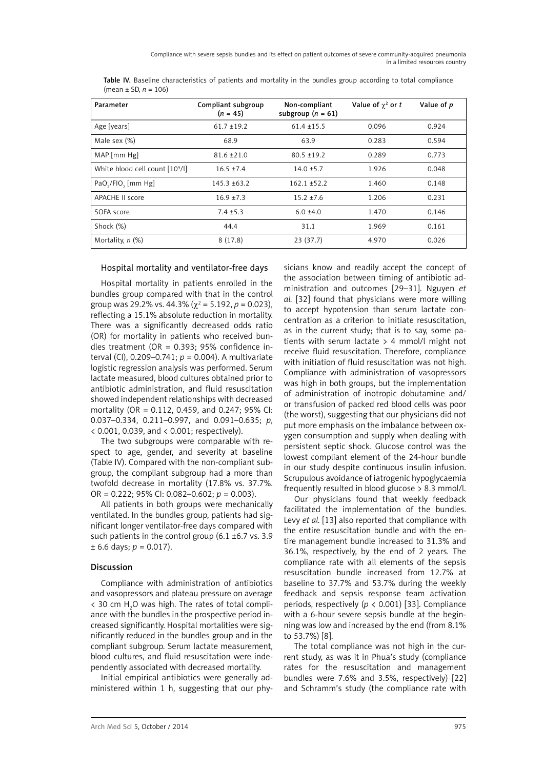Table IV. Baseline characteristics of patients and mortality in the bundles group according to total compliance (mean ± SD, $n$ = 106)

| Parameter | Compliant subgroup ($n$ = 45) | Non-compliant subgroup ($n$ = 61) | Value of $\chi^2$ or $t$ | Value of $p$ |
|---|---|---|---|---|
| Age [years] | 61.7 ±19.2 | 61.4 ±15.5 | 0.096 | 0.924 |
| Male sex (%) | 68.9 | 63.9 | 0.283 | 0.594 |
| MAP [mm Hg] | 81.6 ±21.0 | 80.5 ±19.2 | 0.289 | 0.773 |
| White blood cell count [$10^9$/l] | 16.5 ±7.4 | 14.0 ±5.7 | 1.926 | 0.048 |
| $PaO_2/FIO_2$ [mm Hg] | 145.3 ±63.2 | 162.1 ±52.2 | 1.460 | 0.148 |
| APACHE II score | 16.9 ±7.3 | 15.2 ±7.6 | 1.206 | 0.231 |
| SOFA score | 7.4 ±5.3 | 6.0 ±4.0 | 1.470 | 0.146 |
| Shock (%) | 44.4 | 31.1 | 1.969 | 0.161 |
| Mortality, $n$ (%) | 8 (17.8) | 23 (37.7) | 4.970 | 0.026 |

### Hospital mortality and ventilator-free days

Hospital mortality in patients enrolled in the bundles group compared with that in the control group was 29.2% vs. 44.3% ($\chi^2$ = 5.192, $p$ = 0.023), reflecting a 15.1% absolute reduction in mortality. There was a significantly decreased odds ratio (OR) for mortality in patients who received bundles treatment (OR = 0.393; 95% confidence interval (CI), 0.209–0.741; $p$ = 0.004). A multivariate logistic regression analysis was performed. Serum lactate measured, blood cultures obtained prior to antibiotic administration, and fluid resuscitation showed independent relationships with decreased mortality (OR = 0.112, 0.459, and 0.247; 95% CI: 0.037–0.334, 0.211–0.997, and 0.091–0.635; $p$, < 0.001, 0.039, and < 0.001; respectively).

The two subgroups were comparable with respect to age, gender, and severity at baseline (Table IV). Compared with the non-compliant subgroup, the compliant subgroup had a more than twofold decrease in mortality (17.8% vs. 37.7%. OR = 0.222; 95% CI: 0.082–0.602; $p$ = 0.003).

All patients in both groups were mechanically ventilated. In the bundles group, patients had significant longer ventilator-free days compared with such patients in the control group (6.1 ±6.7 vs. 3.9 ± 6.6 days; $p$ = 0.017).

## Discussion

Compliance with administration of antibiotics and vasopressors and plateau pressure on average < 30 cm $H_2O$ was high. The rates of total compliance with the bundles in the prospective period increased significantly. Hospital mortalities were significantly reduced in the bundles group and in the compliant subgroup. Serum lactate measurement, blood cultures, and fluid resuscitation were independently associated with decreased mortality.

Initial empirical antibiotics were generally administered within 1 h, suggesting that our physicians know and readily accept the concept of the association between timing of antibiotic administration and outcomes [29–31]. Nguyen *et al.* [32] found that physicians were more willing to accept hypotension than serum lactate concentration as a criterion to initiate resuscitation, as in the current study; that is to say, some patients with serum lactate > 4 mmol/l might not receive fluid resuscitation. Therefore, compliance with initiation of fluid resuscitation was not high. Compliance with administration of vasopressors was high in both groups, but the implementation of administration of inotropic dobutamine and/or transfusion of packed red blood cells was poor (the worst), suggesting that our physicians did not put more emphasis on the imbalance between oxygen consumption and supply when dealing with persistent septic shock. Glucose control was the lowest compliant element of the 24-hour bundle in our study despite continuous insulin infusion. Scrupulous avoidance of iatrogenic hypoglycaemia frequently resulted in blood glucose > 8.3 mmol/l.

Our physicians found that weekly feedback facilitated the implementation of the bundles. Levy *et al.* [13] also reported that compliance with the entire resuscitation bundle and with the entire management bundle increased to 31.3% and 36.1%, respectively, by the end of 2 years. The compliance rate with all elements of the sepsis resuscitation bundle increased from 12.7% at baseline to 37.7% and 53.7% during the weekly feedback and sepsis response team activation periods, respectively ($p$ < 0.001) [33]. Compliance with a 6-hour severe sepsis bundle at the beginning was low and increased by the end (from 8.1% to 53.7%) [8].

The total compliance was not high in the current study, as was it in Phua's study (compliance rates for the resuscitation and management bundles were 7.6% and 3.5%, respectively) [22] and Schramm's study (the compliance rate with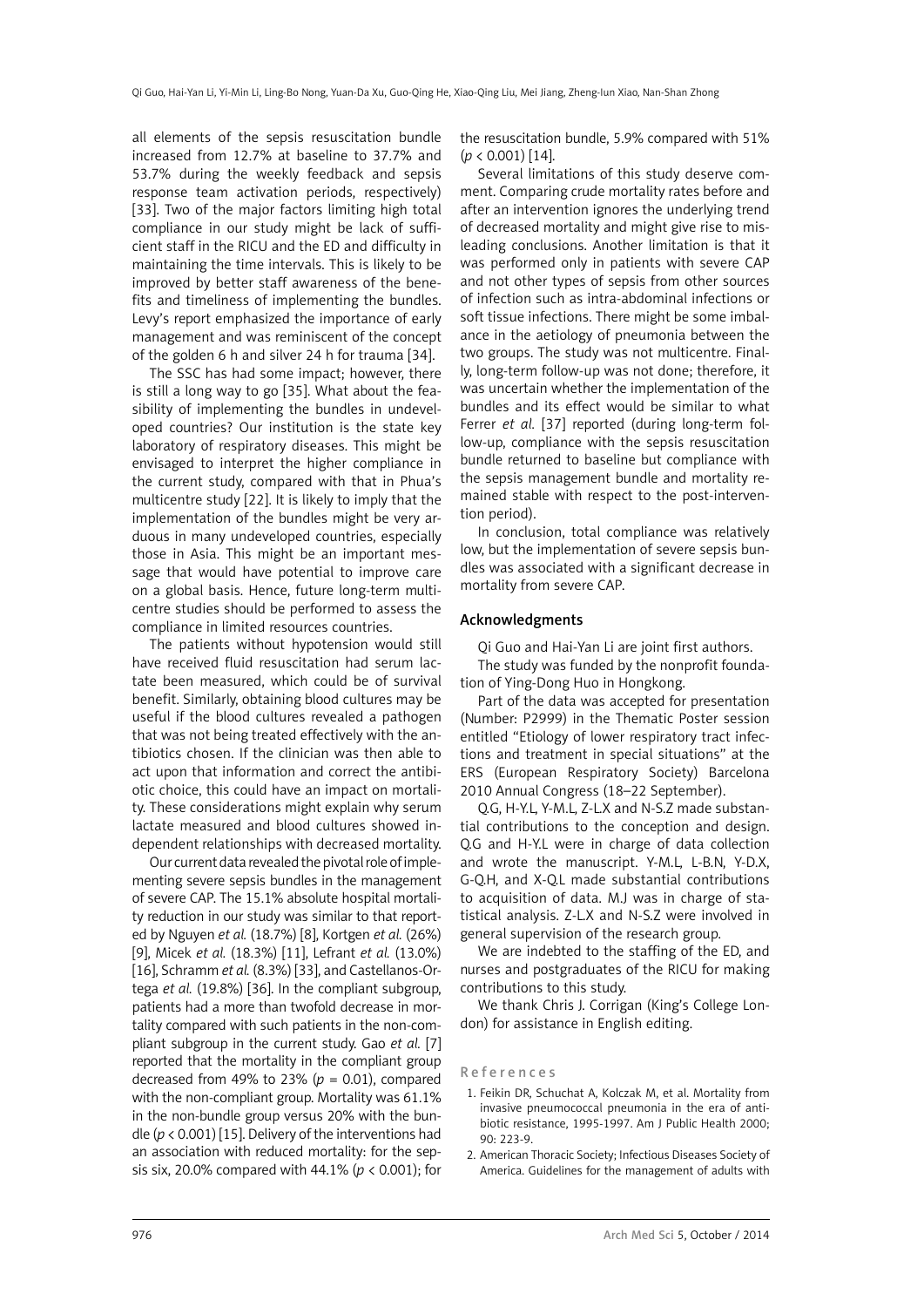all elements of the sepsis resuscitation bundle increased from 12.7% at baseline to 37.7% and 53.7% during the weekly feedback and sepsis response team activation periods, respectively) [33]. Two of the major factors limiting high total compliance in our study might be lack of sufficient staff in the RICU and the ED and difficulty in maintaining the time intervals. This is likely to be improved by better staff awareness of the benefits and timeliness of implementing the bundles. Levy's report emphasized the importance of early management and was reminiscent of the concept of the golden 6 h and silver 24 h for trauma [34].

The SSC has had some impact; however, there is still a long way to go [35]. What about the feasibility of implementing the bundles in undeveloped countries? Our institution is the state key laboratory of respiratory diseases. This might be envisaged to interpret the higher compliance in the current study, compared with that in Phua's multicentre study [22]. It is likely to imply that the implementation of the bundles might be very arduous in many undeveloped countries, especially those in Asia. This might be an important message that would have potential to improve care on a global basis. Hence, future long-term multicentre studies should be performed to assess the compliance in limited resources countries.

The patients without hypotension would still have received fluid resuscitation had serum lactate been measured, which could be of survival benefit. Similarly, obtaining blood cultures may be useful if the blood cultures revealed a pathogen that was not being treated effectively with the antibiotics chosen. If the clinician was then able to act upon that information and correct the antibiotic choice, this could have an impact on mortality. These considerations might explain why serum lactate measured and blood cultures showed independent relationships with decreased mortality.

Our current data revealed the pivotal role of implementing severe sepsis bundles in the management of severe CAP. The 15.1% absolute hospital mortality reduction in our study was similar to that reported by Nguyen *et al.* (18.7%) [8], Kortgen *et al.* (26%) [9], Micek *et al.* (18.3%) [11], Lefrant *et al.* (13.0%) [16], Schramm *et al.* (8.3%) [33], and Castellanos-Ortega *et al.* (19.8%) [36]. In the compliant subgroup, patients had a more than twofold decrease in mortality compared with such patients in the non-compliant subgroup in the current study. Gao *et al.* [7] reported that the mortality in the compliant group decreased from 49% to 23% ($p = 0.01$), compared with the non-compliant group. Mortality was 61.1% in the non-bundle group versus 20% with the bundle ($p < 0.001$) [15]. Delivery of the interventions had an association with reduced mortality: for the sepsis six, 20.0% compared with 44.1% ($p < 0.001$); for the resuscitation bundle, 5.9% compared with 51% ($p < 0.001$) [14].

Several limitations of this study deserve comment. Comparing crude mortality rates before and after an intervention ignores the underlying trend of decreased mortality and might give rise to misleading conclusions. Another limitation is that it was performed only in patients with severe CAP and not other types of sepsis from other sources of infection such as intra-abdominal infections or soft tissue infections. There might be some imbalance in the aetiology of pneumonia between the two groups. The study was not multicentre. Finally, long-term follow-up was not done; therefore, it was uncertain whether the implementation of the bundles and its effect would be similar to what Ferrer *et al.* [37] reported (during long-term follow-up, compliance with the sepsis resuscitation bundle returned to baseline but compliance with the sepsis management bundle and mortality remained stable with respect to the post-intervention period).

In conclusion, total compliance was relatively low, but the implementation of severe sepsis bundles was associated with a significant decrease in mortality from severe CAP.

## Acknowledgments

Qi Guo and Hai-Yan Li are joint first authors.

The study was funded by the nonprofit foundation of Ying-Dong Huo in Hongkong.

Part of the data was accepted for presentation (Number: P2999) in the Thematic Poster session entitled "Etiology of lower respiratory tract infections and treatment in special situations" at the ERS (European Respiratory Society) Barcelona 2010 Annual Congress (18–22 September).

Q.G, H-Y.L, Y-M.L, Z-L.X and N-S.Z made substantial contributions to the conception and design. Q.G and H-Y.L were in charge of data collection and wrote the manuscript. Y-M.L, L-B.N, Y-D.X, G-Q.H, and X-Q.L made substantial contributions to acquisition of data. M.J was in charge of statistical analysis. Z-L.X and N-S.Z were involved in general supervision of the research group.

We are indebted to the staffing of the ED, and nurses and postgraduates of the RICU for making contributions to this study.

We thank Chris J. Corrigan (King's College London) for assistance in English editing.

## References

1. Feikin DR, Schuchat A, Kolczak M, et al. Mortality from invasive pneumococcal pneumonia in the era of antibiotic resistance, 1995-1997. Am J Public Health 2000; 90: 223-9.
2. American Thoracic Society; Infectious Diseases Society of America. Guidelines for the management of adults with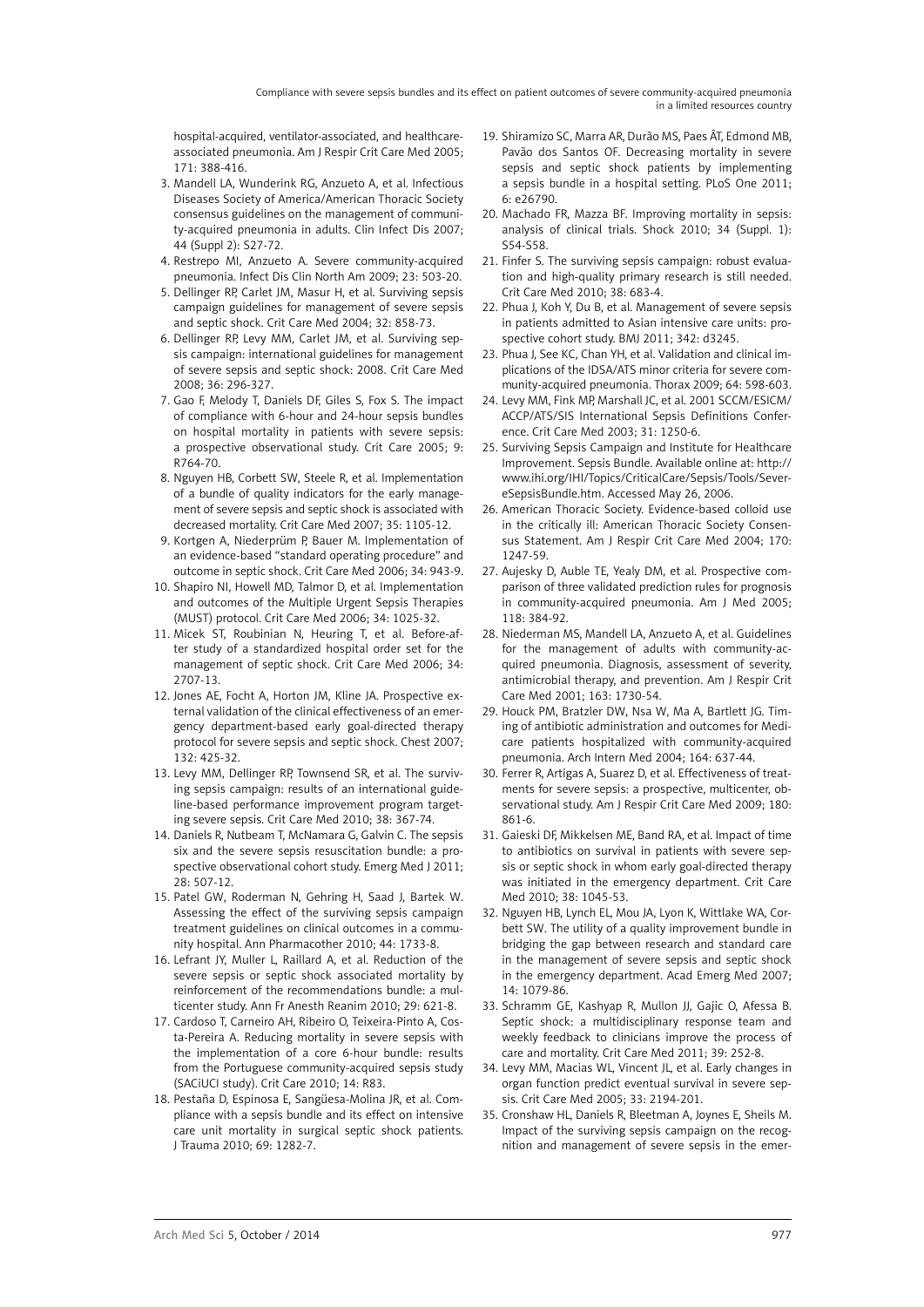hospital-acquired, ventilator-associated, and healthcare-associated pneumonia. Am J Respir Crit Care Med 2005; 171: 388-416.

3. Mandell LA, Wunderink RG, Anzueto A, et al. Infectious Diseases Society of America/American Thoracic Society consensus guidelines on the management of community-acquired pneumonia in adults. Clin Infect Dis 2007; 44 (Suppl 2): S27-72.
4. Restrepo MI, Anzueto A. Severe community-acquired pneumonia. Infect Dis Clin North Am 2009; 23: 503-20.
5. Dellinger RP, Carlet JM, Masur H, et al. Surviving sepsis campaign guidelines for management of severe sepsis and septic shock. Crit Care Med 2004; 32: 858-73.
6. Dellinger RP, Levy MM, Carlet JM, et al. Surviving sepsis campaign: international guidelines for management of severe sepsis and septic shock: 2008. Crit Care Med 2008; 36: 296-327.
7. Gao F, Melody T, Daniels DF, Giles S, Fox S. The impact of compliance with 6-hour and 24-hour sepsis bundles on hospital mortality in patients with severe sepsis: a prospective observational study. Crit Care 2005; 9: R764-70.
8. Nguyen HB, Corbett SW, Steele R, et al. Implementation of a bundle of quality indicators for the early management of severe sepsis and septic shock is associated with decreased mortality. Crit Care Med 2007; 35: 1105-12.
9. Kortgen A, Niederprüm P, Bauer M. Implementation of an evidence-based "standard operating procedure" and outcome in septic shock. Crit Care Med 2006; 34: 943-9.
10. Shapiro NI, Howell MD, Talmor D, et al. Implementation and outcomes of the Multiple Urgent Sepsis Therapies (MUST) protocol. Crit Care Med 2006; 34: 1025-32.
11. Micek ST, Roubinian N, Heuring T, et al. Before-after study of a standardized hospital order set for the management of septic shock. Crit Care Med 2006; 34: 2707-13.
12. Jones AE, Focht A, Horton JM, Kline JA. Prospective external validation of the clinical effectiveness of an emergency department-based early goal-directed therapy protocol for severe sepsis and septic shock. Chest 2007; 132: 425-32.
13. Levy MM, Dellinger RP, Townsend SR, et al. The surviving sepsis campaign: results of an international guideline-based performance improvement program targeting severe sepsis. Crit Care Med 2010; 38: 367-74.
14. Daniels R, Nutbeam T, McNamara G, Galvin C. The sepsis six and the severe sepsis resuscitation bundle: a prospective observational cohort study. Emerg Med J 2011; 28: 507-12.
15. Patel GW, Roderman N, Gehring H, Saad J, Bartek W. Assessing the effect of the surviving sepsis campaign treatment guidelines on clinical outcomes in a community hospital. Ann Pharmacother 2010; 44: 1733-8.
16. Lefrant JY, Muller L, Raillard A, et al. Reduction of the severe sepsis or septic shock associated mortality by reinforcement of the recommendations bundle: a multicenter study. Ann Fr Anesth Reanim 2010; 29: 621-8.
17. Cardoso T, Carneiro AH, Ribeiro O, Teixeira-Pinto A, Costa-Pereira A. Reducing mortality in severe sepsis with the implementation of a core 6-hour bundle: results from the Portuguese community-acquired sepsis study (SACiUCI study). Crit Care 2010; 14: R83.
18. Pestaña D, Espinosa E, Sangüesa-Molina JR, et al. Compliance with a sepsis bundle and its effect on intensive care unit mortality in surgical septic shock patients. J Trauma 2010; 69: 1282-7.
19. Shiramizo SC, Marra AR, Durão MS, Paes ÂT, Edmond MB, Pavão dos Santos OF. Decreasing mortality in severe sepsis and septic shock patients by implementing a sepsis bundle in a hospital setting. PLoS One 2011; 6: e26790.
20. Machado FR, Mazza BF. Improving mortality in sepsis: analysis of clinical trials. Shock 2010; 34 (Suppl. 1): S54-S58.
21. Finfer S. The surviving sepsis campaign: robust evaluation and high-quality primary research is still needed. Crit Care Med 2010; 38: 683-4.
22. Phua J, Koh Y, Du B, et al. Management of severe sepsis in patients admitted to Asian intensive care units: prospective cohort study. BMJ 2011; 342: d3245.
23. Phua J, See KC, Chan YH, et al. Validation and clinical implications of the IDSA/ATS minor criteria for severe community-acquired pneumonia. Thorax 2009; 64: 598-603.
24. Levy MM, Fink MP, Marshall JC, et al. 2001 SCCM/ESICM/ACCP/ATS/SIS International Sepsis Definitions Conference. Crit Care Med 2003; 31: 1250-6.
25. Surviving Sepsis Campaign and Institute for Healthcare Improvement. Sepsis Bundle. Available online at: http://www.ihi.org/IHI/Topics/CriticalCare/Sepsis/Tools/SevereSepsisBundle.htm. Accessed May 26, 2006.
26. American Thoracic Society. Evidence-based colloid use in the critically ill: American Thoracic Society Consensus Statement. Am J Respir Crit Care Med 2004; 170: 1247-59.
27. Aujesky D, Auble TE, Yealy DM, et al. Prospective comparison of three validated prediction rules for prognosis in community-acquired pneumonia. Am J Med 2005; 118: 384-92.
28. Niederman MS, Mandell LA, Anzueto A, et al. Guidelines for the management of adults with community-acquired pneumonia. Diagnosis, assessment of severity, antimicrobial therapy, and prevention. Am J Respir Crit Care Med 2001; 163: 1730-54.
29. Houck PM, Bratzler DW, Nsa W, Ma A, Bartlett JG. Timing of antibiotic administration and outcomes for Medicare patients hospitalized with community-acquired pneumonia. Arch Intern Med 2004; 164: 637-44.
30. Ferrer R, Artigas A, Suarez D, et al. Effectiveness of treatments for severe sepsis: a prospective, multicenter, observational study. Am J Respir Crit Care Med 2009; 180: 861-6.
31. Gaieski DF, Mikkelsen ME, Band RA, et al. Impact of time to antibiotics on survival in patients with severe sepsis or septic shock in whom early goal-directed therapy was initiated in the emergency department. Crit Care Med 2010; 38: 1045-53.
32. Nguyen HB, Lynch EL, Mou JA, Lyon K, Wittlake WA, Corbett SW. The utility of a quality improvement bundle in bridging the gap between research and standard care in the management of severe sepsis and septic shock in the emergency department. Acad Emerg Med 2007; 14: 1079-86.
33. Schramm GE, Kashyap R, Mullon JJ, Gajic O, Afessa B. Septic shock: a multidisciplinary response team and weekly feedback to clinicians improve the process of care and mortality. Crit Care Med 2011; 39: 252-8.
34. Levy MM, Macias WL, Vincent JL, et al. Early changes in organ function predict eventual survival in severe sepsis. Crit Care Med 2005; 33: 2194-201.
35. Cronshaw HL, Daniels R, Bleetman A, Joynes E, Sheils M. Impact of the surviving sepsis campaign on the recognition and management of severe sepsis in the emer-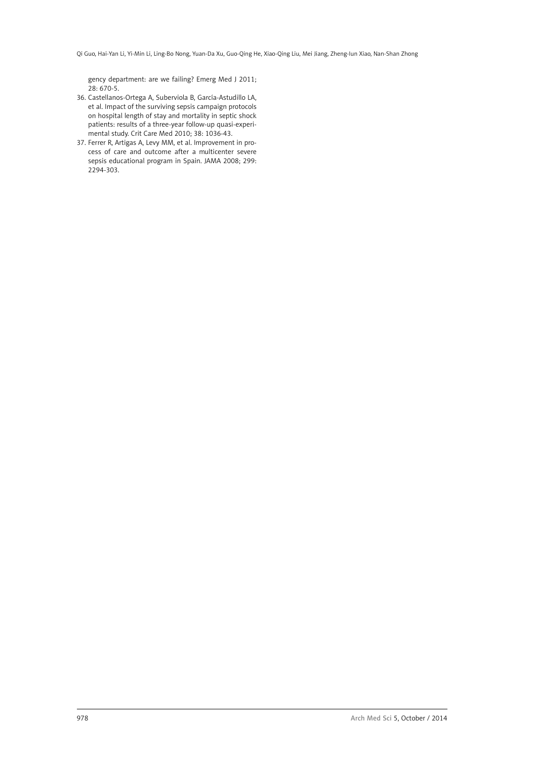gency department: are we failing? Emerg Med J 2011; 28: 670-5.

36. Castellanos-Ortega A, Suberviola B, García-Astudillo LA, et al. Impact of the surviving sepsis campaign protocols on hospital length of stay and mortality in septic shock patients: results of a three-year follow-up quasi-experimental study. Crit Care Med 2010; 38: 1036-43.
37. Ferrer R, Artigas A, Levy MM, et al. Improvement in process of care and outcome after a multicenter severe sepsis educational program in Spain. JAMA 2008; 299: 2294-303.